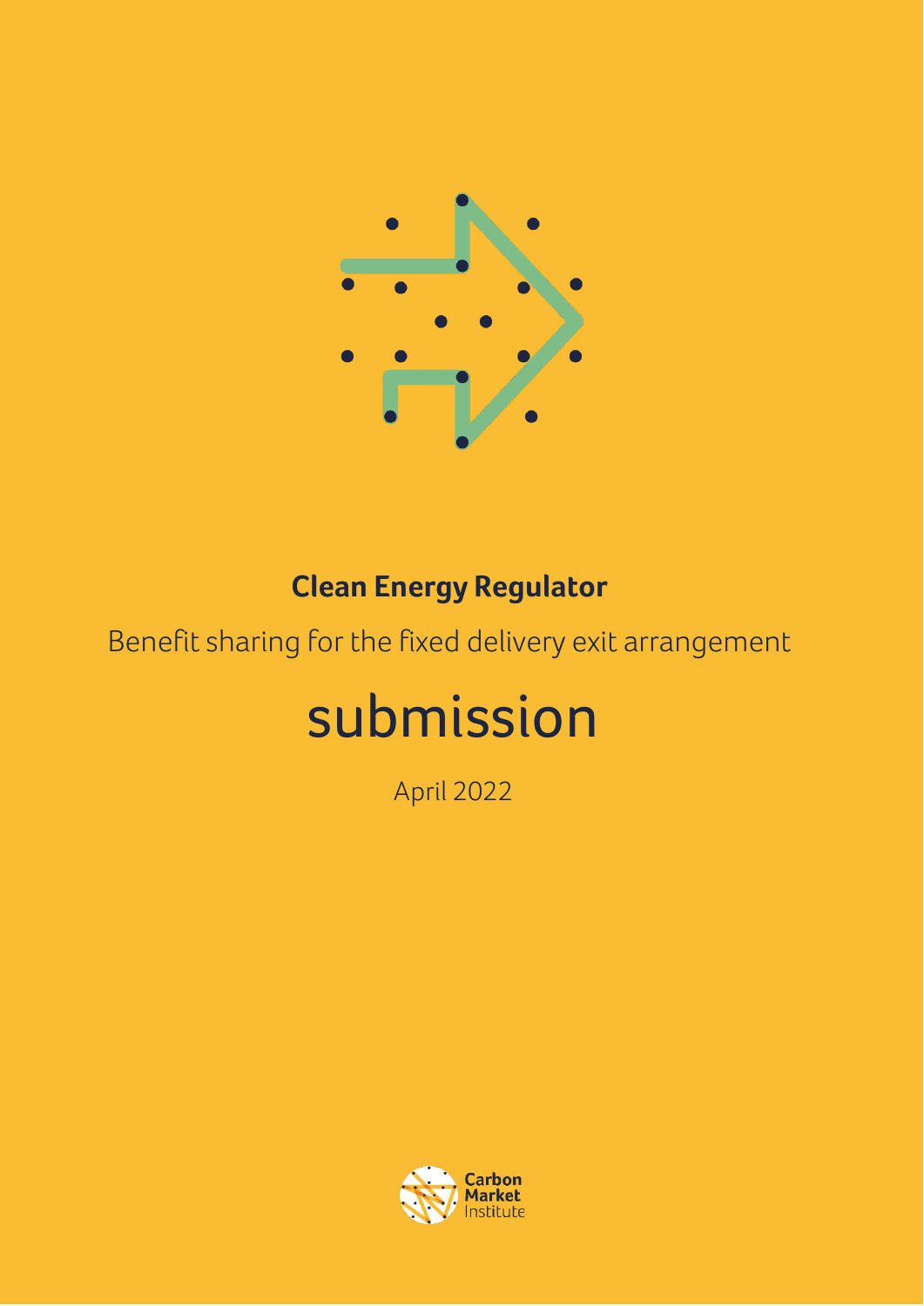**Clean Energy Regulator**

Benefit sharing for the fixed delivery exit arrangement

# submission

April 2022

Carbon Market Institute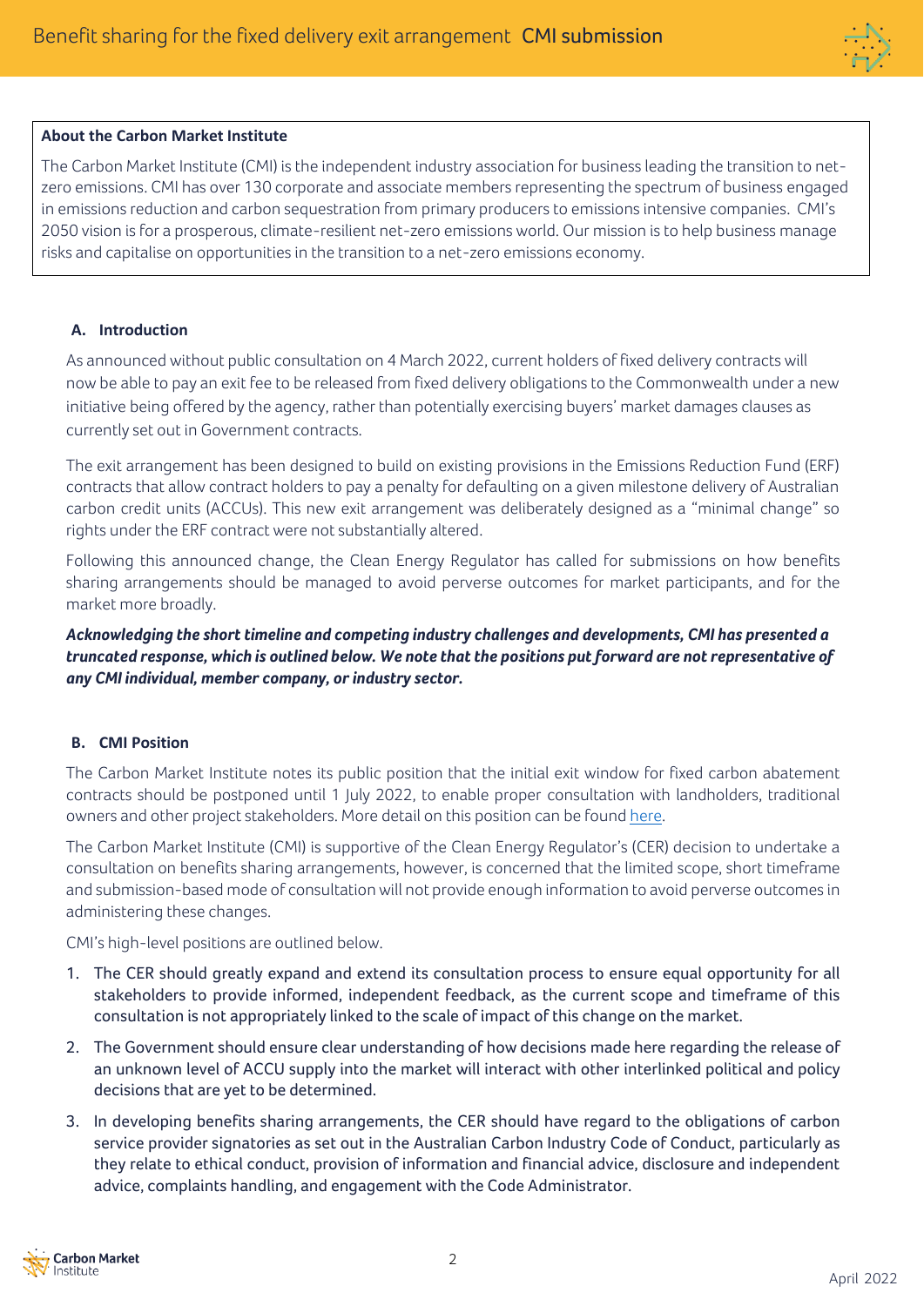**About the Carbon Market Institute**

The Carbon Market Institute (CMI) is the independent industry association for business leading the transition to net-zero emissions. CMI has over 130 corporate and associate members representing the spectrum of business engaged in emissions reduction and carbon sequestration from primary producers to emissions intensive companies. CMI's 2050 vision is for a prosperous, climate-resilient net-zero emissions world. Our mission is to help business manage risks and capitalise on opportunities in the transition to a net-zero emissions economy.

## A. Introduction

As announced without public consultation on 4 March 2022, current holders of fixed delivery contracts will now be able to pay an exit fee to be released from fixed delivery obligations to the Commonwealth under a new initiative being offered by the agency, rather than potentially exercising buyers' market damages clauses as currently set out in Government contracts.

The exit arrangement has been designed to build on existing provisions in the Emissions Reduction Fund (ERF) contracts that allow contract holders to pay a penalty for defaulting on a given milestone delivery of Australian carbon credit units (ACCUs). This new exit arrangement was deliberately designed as a "minimal change" so rights under the ERF contract were not substantially altered.

Following this announced change, the Clean Energy Regulator has called for submissions on how benefits sharing arrangements should be managed to avoid perverse outcomes for market participants, and for the market more broadly.

***Acknowledging the short timeline and competing industry challenges and developments, CMI has presented a truncated response, which is outlined below. We note that the positions put forward are not representative of any CMI individual, member company, or industry sector.***

## B. CMI Position

The Carbon Market Institute notes its public position that the initial exit window for fixed carbon abatement contracts should be postponed until 1 July 2022, to enable proper consultation with landholders, traditional owners and other project stakeholders. More detail on this position can be found here.

The Carbon Market Institute (CMI) is supportive of the Clean Energy Regulator's (CER) decision to undertake a consultation on benefits sharing arrangements, however, is concerned that the limited scope, short timeframe and submission-based mode of consultation will not provide enough information to avoid perverse outcomes in administering these changes.

CMI's high-level positions are outlined below.

1. The CER should greatly expand and extend its consultation process to ensure equal opportunity for all stakeholders to provide informed, independent feedback, as the current scope and timeframe of this consultation is not appropriately linked to the scale of impact of this change on the market.
2. The Government should ensure clear understanding of how decisions made here regarding the release of an unknown level of ACCU supply into the market will interact with other interlinked political and policy decisions that are yet to be determined.
3. In developing benefits sharing arrangements, the CER should have regard to the obligations of carbon service provider signatories as set out in the Australian Carbon Industry Code of Conduct, particularly as they relate to ethical conduct, provision of information and financial advice, disclosure and independent advice, complaints handling, and engagement with the Code Administrator.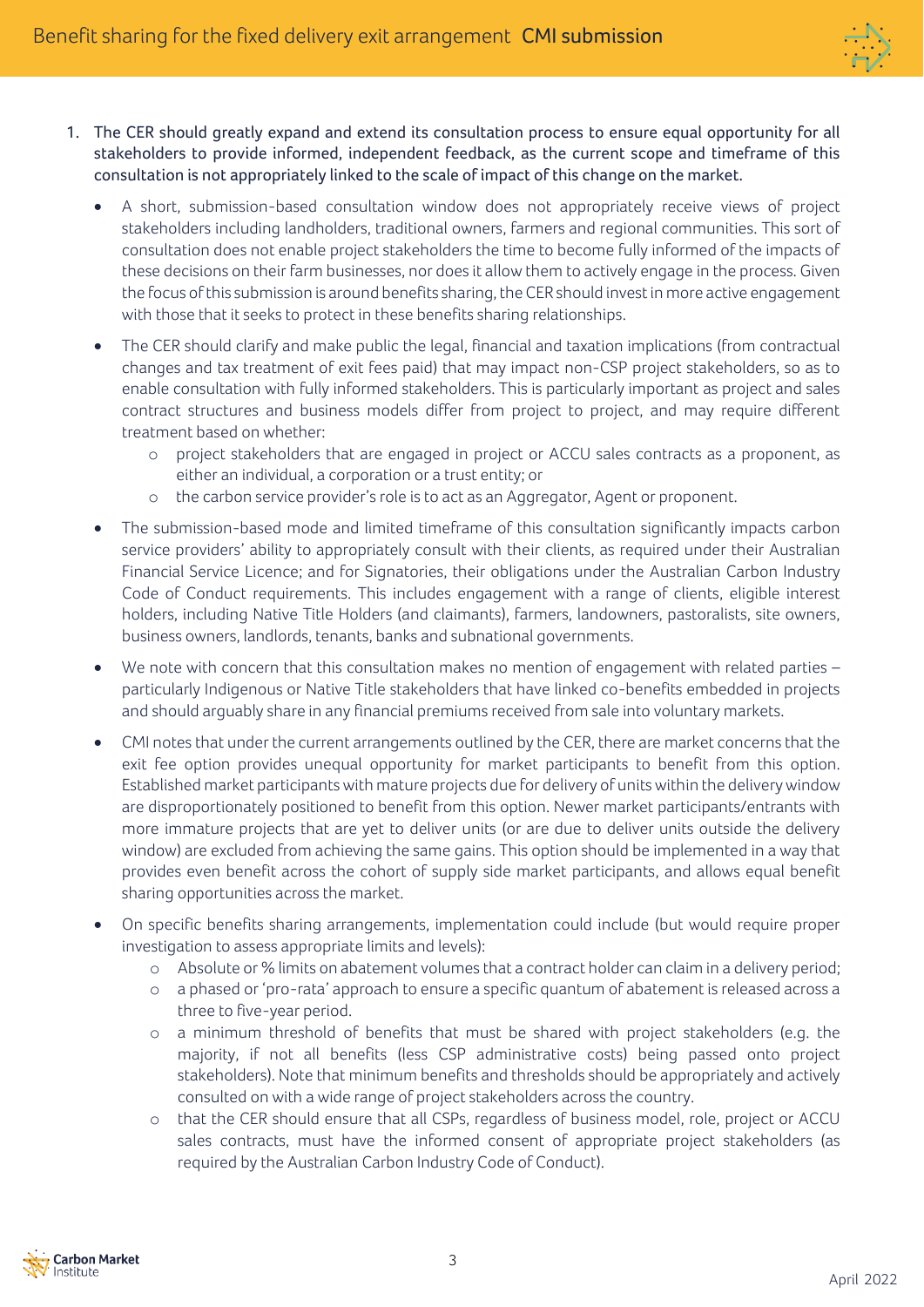1. **The CER should greatly expand and extend its consultation process to ensure equal opportunity for all stakeholders to provide informed, independent feedback, as the current scope and timeframe of this consultation is not appropriately linked to the scale of impact of this change on the market.**

    - A short, submission-based consultation window does not appropriately receive views of project stakeholders including landholders, traditional owners, farmers and regional communities. This sort of consultation does not enable project stakeholders the time to become fully informed of the impacts of these decisions on their farm businesses, nor does it allow them to actively engage in the process. Given the focus of this submission is around benefits sharing, the CER should invest in more active engagement with those that it seeks to protect in these benefits sharing relationships.
    - The CER should clarify and make public the legal, financial and taxation implications (from contractual changes and tax treatment of exit fees paid) that may impact non-CSP project stakeholders, so as to enable consultation with fully informed stakeholders. This is particularly important as project and sales contract structures and business models differ from project to project, and may require different treatment based on whether:
        - project stakeholders that are engaged in project or ACCU sales contracts as a proponent, as either an individual, a corporation or a trust entity; or
        - the carbon service provider's role is to act as an Aggregator, Agent or proponent.
    - The submission-based mode and limited timeframe of this consultation significantly impacts carbon service providers' ability to appropriately consult with their clients, as required under their Australian Financial Service Licence; and for Signatories, their obligations under the Australian Carbon Industry Code of Conduct requirements. This includes engagement with a range of clients, eligible interest holders, including Native Title Holders (and claimants), farmers, landowners, pastoralists, site owners, business owners, landlords, tenants, banks and subnational governments.
    - We note with concern that this consultation makes no mention of engagement with related parties – particularly Indigenous or Native Title stakeholders that have linked co-benefits embedded in projects and should arguably share in any financial premiums received from sale into voluntary markets.
    - CMI notes that under the current arrangements outlined by the CER, there are market concerns that the exit fee option provides unequal opportunity for market participants to benefit from this option. Established market participants with mature projects due for delivery of units within the delivery window are disproportionately positioned to benefit from this option. Newer market participants/entrants with more immature projects that are yet to deliver units (or are due to deliver units outside the delivery window) are excluded from achieving the same gains. This option should be implemented in a way that provides even benefit across the cohort of supply side market participants, and allows equal benefit sharing opportunities across the market.
    - On specific benefits sharing arrangements, implementation could include (but would require proper investigation to assess appropriate limits and levels):
        - Absolute or % limits on abatement volumes that a contract holder can claim in a delivery period;
        - a phased or 'pro-rata' approach to ensure a specific quantum of abatement is released across a three to five-year period.
        - a minimum threshold of benefits that must be shared with project stakeholders (e.g. the majority, if not all benefits (less CSP administrative costs) being passed onto project stakeholders). Note that minimum benefits and thresholds should be appropriately and actively consulted on with a wide range of project stakeholders across the country.
        - that the CER should ensure that all CSPs, regardless of business model, role, project or ACCU sales contracts, must have the informed consent of appropriate project stakeholders (as required by the Australian Carbon Industry Code of Conduct).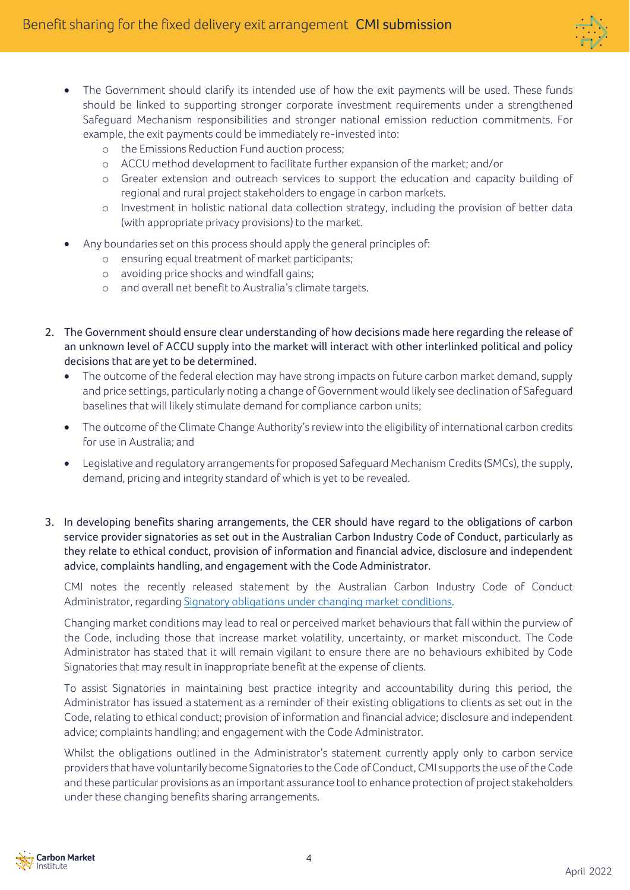- The Government should clarify its intended use of how the exit payments will be used. These funds should be linked to supporting stronger corporate investment requirements under a strengthened Safeguard Mechanism responsibilities and stronger national emission reduction commitments. For example, the exit payments could be immediately re-invested into:
  - the Emissions Reduction Fund auction process;
  - ACCU method development to facilitate further expansion of the market; and/or
  - Greater extension and outreach services to support the education and capacity building of regional and rural project stakeholders to engage in carbon markets.
  - Investment in holistic national data collection strategy, including the provision of better data (with appropriate privacy provisions) to the market.
- Any boundaries set on this process should apply the general principles of:
  - ensuring equal treatment of market participants;
  - avoiding price shocks and windfall gains;
  - and overall net benefit to Australia's climate targets.

2. **The Government should ensure clear understanding of how decisions made here regarding the release of an unknown level of ACCU supply into the market will interact with other interlinked political and policy decisions that are yet to be determined.**
   - The outcome of the federal election may have strong impacts on future carbon market demand, supply and price settings, particularly noting a change of Government would likely see declination of Safeguard baselines that will likely stimulate demand for compliance carbon units;
   - The outcome of the Climate Change Authority's review into the eligibility of international carbon credits for use in Australia; and
   - Legislative and regulatory arrangements for proposed Safeguard Mechanism Credits (SMCs), the supply, demand, pricing and integrity standard of which is yet to be revealed.

3. **In developing benefits sharing arrangements, the CER should have regard to the obligations of carbon service provider signatories as set out in the Australian Carbon Industry Code of Conduct, particularly as they relate to ethical conduct, provision of information and financial advice, disclosure and independent advice, complaints handling, and engagement with the Code Administrator.**

   CMI notes the recently released statement by the Australian Carbon Industry Code of Conduct Administrator, regarding Signatory obligations under changing market conditions.

   Changing market conditions may lead to real or perceived market behaviours that fall within the purview of the Code, including those that increase market volatility, uncertainty, or market misconduct. The Code Administrator has stated that it will remain vigilant to ensure there are no behaviours exhibited by Code Signatories that may result in inappropriate benefit at the expense of clients.

   To assist Signatories in maintaining best practice integrity and accountability during this period, the Administrator has issued a statement as a reminder of their existing obligations to clients as set out in the Code, relating to ethical conduct; provision of information and financial advice; disclosure and independent advice; complaints handling; and engagement with the Code Administrator.

   Whilst the obligations outlined in the Administrator's statement currently apply only to carbon service providers that have voluntarily become Signatories to the Code of Conduct, CMI supports the use of the Code and these particular provisions as an important assurance tool to enhance protection of project stakeholders under these changing benefits sharing arrangements.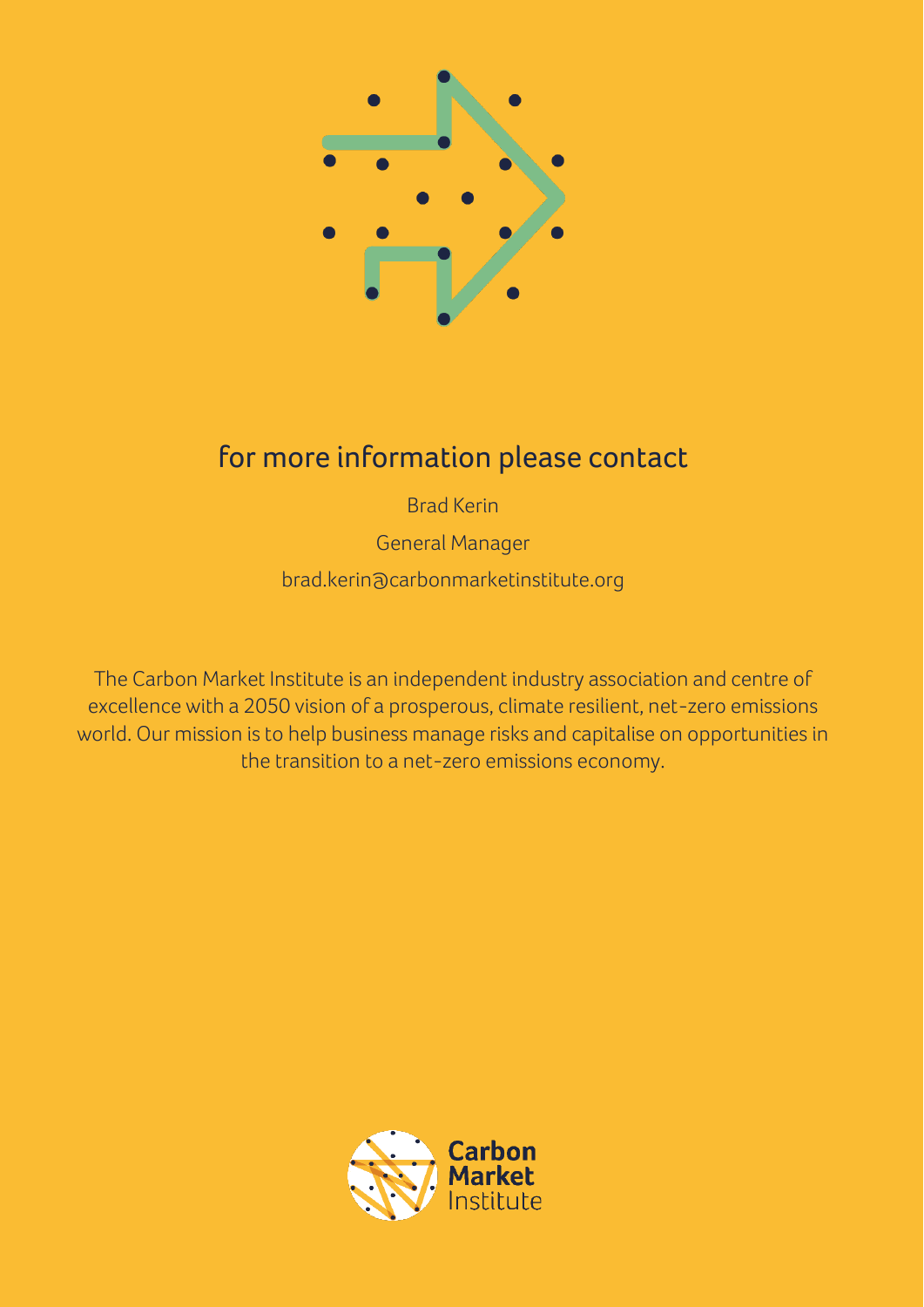## for more information please contact

Brad Kerin

General Manager

brad.kerin@carbonmarketinstitute.org

The Carbon Market Institute is an independent industry association and centre of excellence with a 2050 vision of a prosperous, climate resilient, net-zero emissions world. Our mission is to help business manage risks and capitalise on opportunities in the transition to a net-zero emissions economy.

Carbon Market Institute